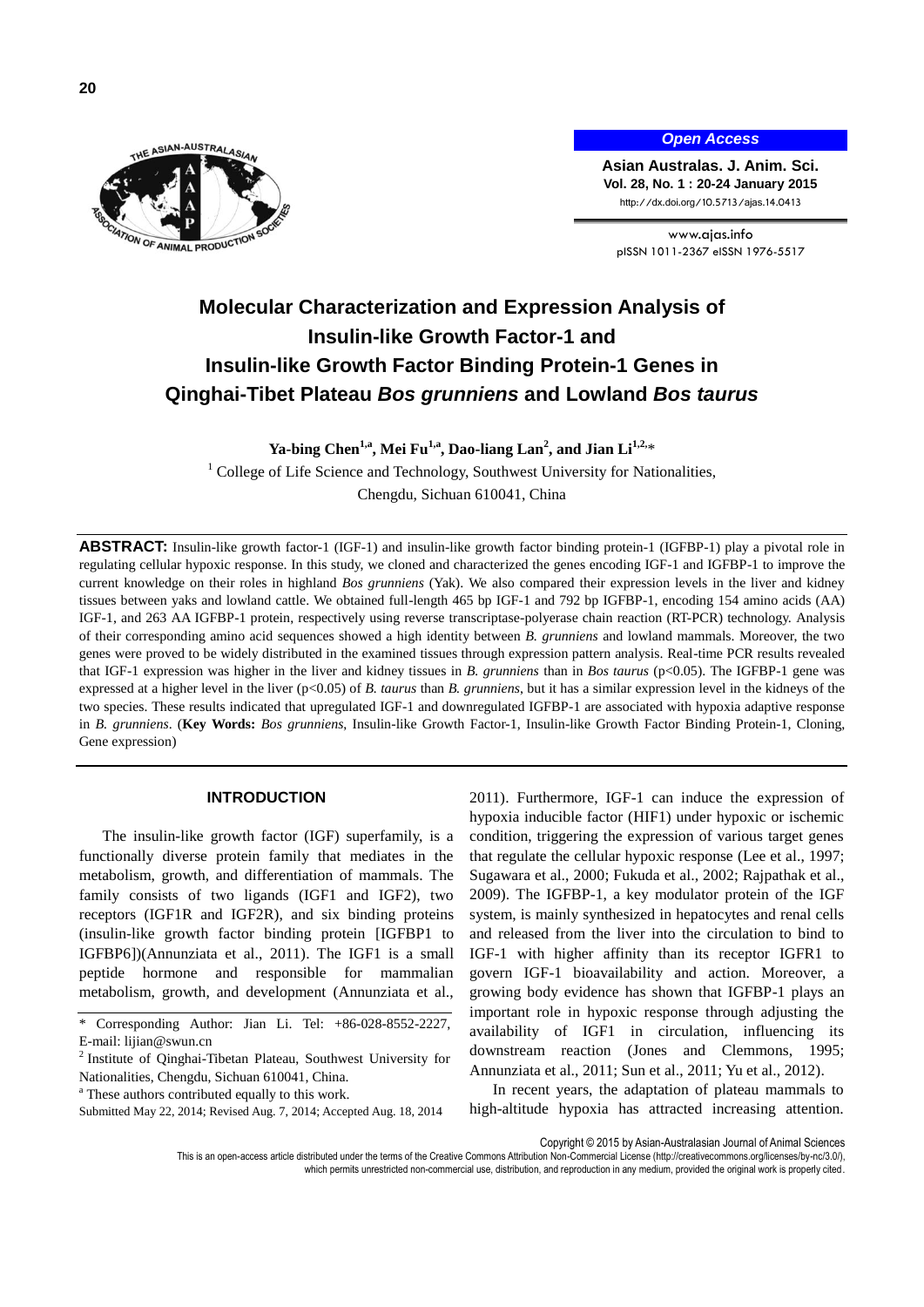# Molecular Characterization and Expression Analysis of Insulin-like Growth Factor-1 and Insulin-like Growth Factor Binding Protein-1 Genes in Qinghai-Tibet Plateau *Bos grunniens* and Lowland *Bos taurus*

**Ya-bing Chen[1,a], Mei Fu[1,a], Dao-liang Lan[2], and Jian Li[1,2,*]**

[1] College of Life Science and Technology, Southwest University for Nationalities, Chengdu, Sichuan 610041, China

**ABSTRACT:** Insulin-like growth factor-1 (IGF-1) and insulin-like growth factor binding protein-1 (IGFBP-1) play a pivotal role in regulating cellular hypoxic response. In this study, we cloned and characterized the genes encoding IGF-1 and IGFBP-1 to improve the current knowledge on their roles in highland *Bos grunniens* (Yak). We also compared their expression levels in the liver and kidney tissues between yaks and lowland cattle. We obtained full-length 465 bp IGF-1 and 792 bp IGFBP-1, encoding 154 amino acids (AA) IGF-1, and 263 AA IGFBP-1 protein, respectively using reverse transcriptase-polyerase chain reaction (RT-PCR) technology. Analysis of their corresponding amino acid sequences showed a high identity between *B. grunniens* and lowland mammals. Moreover, the two genes were proved to be widely distributed in the examined tissues through expression pattern analysis. Real-time PCR results revealed that IGF-1 expression was higher in the liver and kidney tissues in *B. grunniens* than in *Bos taurus* ($p<0.05$). The IGFBP-1 gene was expressed at a higher level in the liver ($p<0.05$) of *B. taurus* than *B. grunniens*, but it has a similar expression level in the kidneys of the two species. These results indicated that upregulated IGF-1 and downregulated IGFBP-1 are associated with hypoxia adaptive response in *B. grunniens*. (**Key Words:** *Bos grunniens*, Insulin-like Growth Factor-1, Insulin-like Growth Factor Binding Protein-1, Cloning, Gene expression)

## INTRODUCTION

The insulin-like growth factor (IGF) superfamily, is a functionally diverse protein family that mediates in the metabolism, growth, and differentiation of mammals. The family consists of two ligands (IGF1 and IGF2), two receptors (IGF1R and IGF2R), and six binding proteins (insulin-like growth factor binding protein [IGFBP1 to IGFBP6])(Annunziata et al., 2011). The IGF1 is a small peptide hormone and responsible for mammalian metabolism, growth, and development (Annunziata et al., 2011). Furthermore, IGF-1 can induce the expression of hypoxia inducible factor (HIF1) under hypoxic or ischemic condition, triggering the expression of various target genes that regulate the cellular hypoxic response (Lee et al., 1997; Sugawara et al., 2000; Fukuda et al., 2002; Rajpathak et al., 2009). The IGFBP-1, a key modulator protein of the IGF system, is mainly synthesized in hepatocytes and renal cells and released from the liver into the circulation to bind to IGF-1 with higher affinity than its receptor IGFR1 to govern IGF-1 bioavailability and action. Moreover, a growing body evidence has shown that IGFBP-1 plays an important role in hypoxic response through adjusting the availability of IGF1 in circulation, influencing its downstream reaction (Jones and Clemmons, 1995; Annunziata et al., 2011; Sun et al., 2011; Yu et al., 2012).

In recent years, the adaptation of plateau mammals to high-altitude hypoxia has attracted increasing attention.

\* Corresponding Author: Jian Li. Tel: +86-028-8552-2227, E-mail: lijian@swun.cn

[2] Institute of Qinghai-Tibetan Plateau, Southwest University for Nationalities, Chengdu, Sichuan 610041, China.

[a] These authors contributed equally to this work.

Submitted May 22, 2014; Revised Aug. 7, 2014; Accepted Aug. 18, 2014

Copyright © 2015 by Asian-Australasian Journal of Animal Sciences

This is an open-access article distributed under the terms of the Creative Commons Attribution Non-Commercial License (http://creativecommons.org/licenses/by-nc/3.0/), which permits unrestricted non-commercial use, distribution, and reproduction in any medium, provided the original work is properly cited.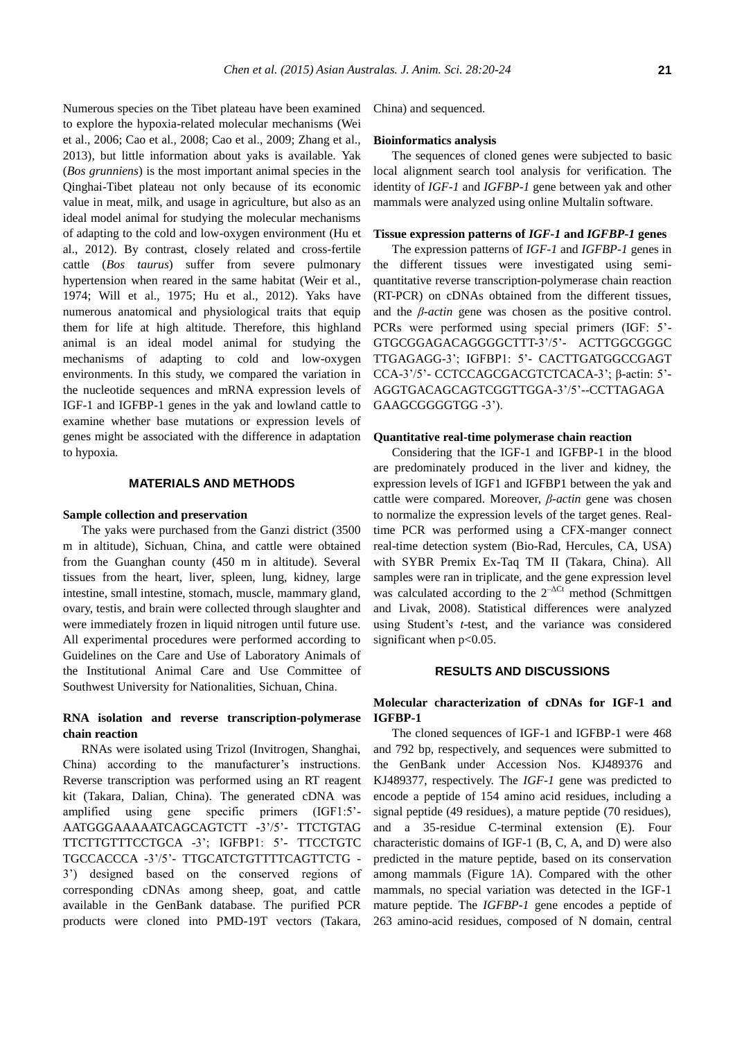Numerous species on the Tibet plateau have been examined to explore the hypoxia-related molecular mechanisms (Wei et al., 2006; Cao et al., 2008; Cao et al., 2009; Zhang et al., 2013), but little information about yaks is available. Yak (*Bos grunniens*) is the most important animal species in the Qinghai-Tibet plateau not only because of its economic value in meat, milk, and usage in agriculture, but also as an ideal model animal for studying the molecular mechanisms of adapting to the cold and low-oxygen environment (Hu et al., 2012). By contrast, closely related and cross-fertile cattle (*Bos taurus*) suffer from severe pulmonary hypertension when reared in the same habitat (Weir et al., 1974; Will et al., 1975; Hu et al., 2012). Yaks have numerous anatomical and physiological traits that equip them for life at high altitude. Therefore, this highland animal is an ideal model animal for studying the mechanisms of adapting to cold and low-oxygen environments. In this study, we compared the variation in the nucleotide sequences and mRNA expression levels of IGF-1 and IGFBP-1 genes in the yak and lowland cattle to examine whether base mutations or expression levels of genes might be associated with the difference in adaptation to hypoxia.

## MATERIALS AND METHODS

### Sample collection and preservation

The yaks were purchased from the Ganzi district (3500 m in altitude), Sichuan, China, and cattle were obtained from the Guanghan county (450 m in altitude). Several tissues from the heart, liver, spleen, lung, kidney, large intestine, small intestine, stomach, muscle, mammary gland, ovary, testis, and brain were collected through slaughter and were immediately frozen in liquid nitrogen until future use. All experimental procedures were performed according to Guidelines on the Care and Use of Laboratory Animals of the Institutional Animal Care and Use Committee of Southwest University for Nationalities, Sichuan, China.

### RNA isolation and reverse transcription-polymerase chain reaction

RNAs were isolated using Trizol (Invitrogen, Shanghai, China) according to the manufacturer's instructions. Reverse transcription was performed using an RT reagent kit (Takara, Dalian, China). The generated cDNA was amplified using gene specific primers (IGF1:5'-AATGGGAAAAATCAGCAGTCTT -3'/5'- TTCTGTAG TTCTTGTTTCCTGCA -3'; IGFBP1: 5'- TTCCTGTC TGCCACCCA -3'/5'- TTGCATCTGTTTTCAGTTCTG -3') designed based on the conserved regions of corresponding cDNAs among sheep, goat, and cattle available in the GenBank database. The purified PCR products were cloned into PMD-19T vectors (Takara, China) and sequenced.

### Bioinformatics analysis

The sequences of cloned genes were subjected to basic local alignment search tool analysis for verification. The identity of *IGF-1* and *IGFBP-1* gene between yak and other mammals were analyzed using online Multalin software.

### Tissue expression patterns of *IGF-1* and *IGFBP-1* genes

The expression patterns of *IGF-1* and *IGFBP-1* genes in the different tissues were investigated using semi-quantitative reverse transcription-polymerase chain reaction (RT-PCR) on cDNAs obtained from the different tissues, and the *β-actin* gene was chosen as the positive control. PCRs were performed using special primers (IGF: 5'-GTGCGGAGACAGGGGCTTT-3'/5'- ACTTGGCGGGC TTGAGAGG-3'; IGFBP1: 5'- CACTTGATGGCCGAGT CCA-3'/5'- CCTCCAGCGACGTCTCACA-3'; β-actin: 5'-AGGTGACAGCAGTCGGTTGGA-3'/5'--CCTTAGAGA GAAGCGGGGTGG -3').

### Quantitative real-time polymerase chain reaction

Considering that the IGF-1 and IGFBP-1 in the blood are predominately produced in the liver and kidney, the expression levels of IGF1 and IGFBP1 between the yak and cattle were compared. Moreover, *β-actin* gene was chosen to normalize the expression levels of the target genes. Real-time PCR was performed using a CFX-manger connect real-time detection system (Bio-Rad, Hercules, CA, USA) with SYBR Premix Ex-Taq TM II (Takara, China). All samples were ran in triplicate, and the gene expression level was calculated according to the $2^{-\Delta Ct}$ method (Schmittgen and Livak, 2008). Statistical differences were analyzed using Student's *t*-test, and the variance was considered significant when $p<0.05$.

## RESULTS AND DISCUSSIONS

### Molecular characterization of cDNAs for IGF-1 and IGFBP-1

The cloned sequences of IGF-1 and IGFBP-1 were 468 and 792 bp, respectively, and sequences were submitted to the GenBank under Accession Nos. KJ489376 and KJ489377, respectively. The *IGF-1* gene was predicted to encode a peptide of 154 amino acid residues, including a signal peptide (49 residues), a mature peptide (70 residues), and a 35-residue C-terminal extension (E). Four characteristic domains of IGF-1 (B, C, A, and D) were also predicted in the mature peptide, based on its conservation among mammals (Figure 1A). Compared with the other mammals, no special variation was detected in the IGF-1 mature peptide. The *IGFBP-1* gene encodes a peptide of 263 amino-acid residues, composed of N domain, central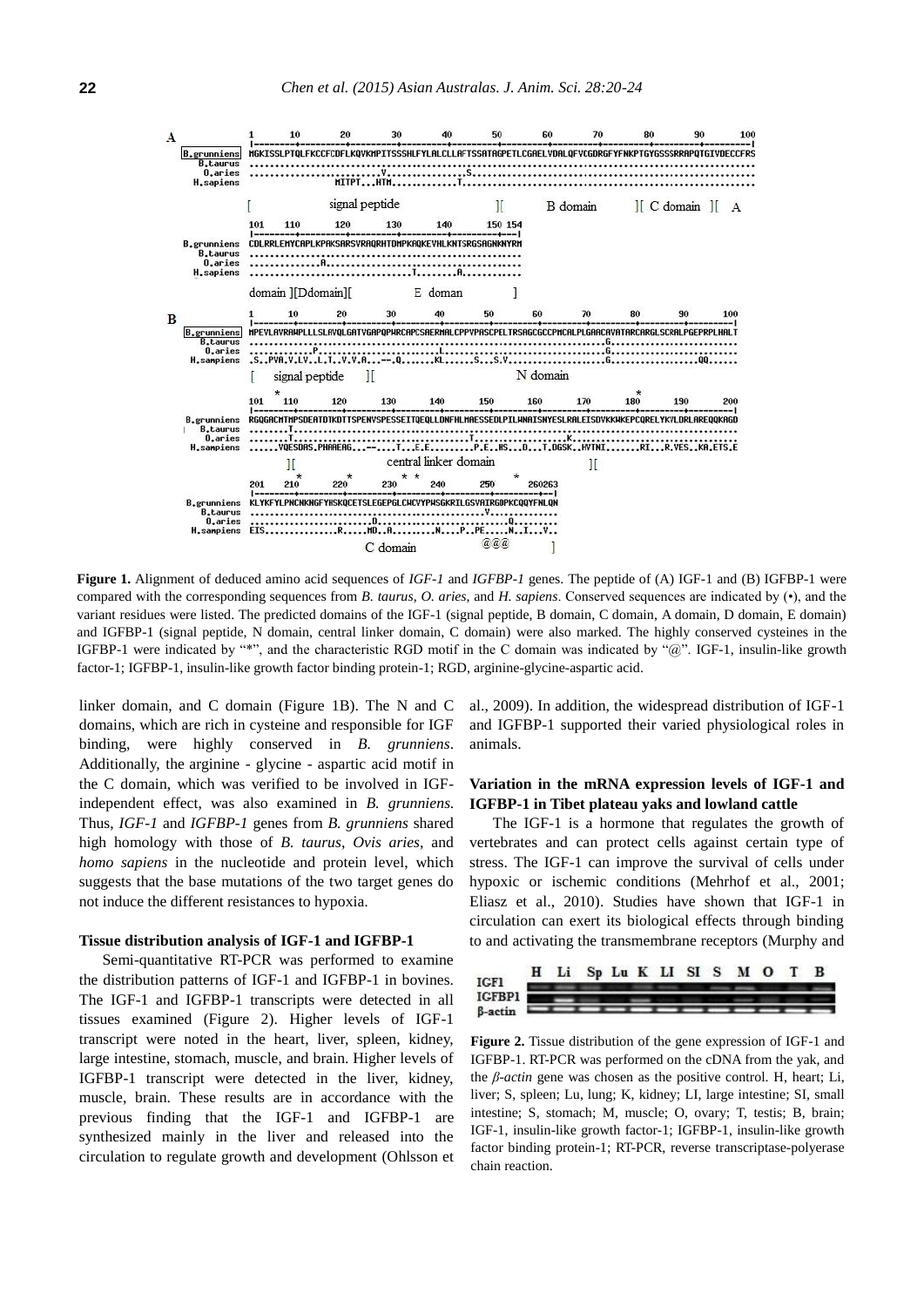**Figure 1.** Alignment of deduced amino acid sequences of *IGF-1* and *IGFBP-1* genes. The peptide of (A) IGF-1 and (B) IGFBP-1 were compared with the corresponding sequences from *B. taurus*, *O. aries*, and *H. sapiens*. Conserved sequences are indicated by (•), and the variant residues were listed. The predicted domains of the IGF-1 (signal peptide, B domain, C domain, A domain, D domain, E domain) and IGFBP-1 (signal peptide, N domain, central linker domain, C domain) were also marked. The highly conserved cysteines in the IGFBP-1 were indicated by "*", and the characteristic RGD motif in the C domain was indicated by "@". IGF-1, insulin-like growth factor-1; IGFBP-1, insulin-like growth factor binding protein-1; RGD, arginine-glycine-aspartic acid.

linker domain, and C domain (Figure 1B). The N and C domains, which are rich in cysteine and responsible for IGF binding, were highly conserved in *B. grunniens*. Additionally, the arginine - glycine - aspartic acid motif in the C domain, which was verified to be involved in IGF-independent effect, was also examined in *B. grunniens*. Thus, *IGF-1* and *IGFBP-1* genes from *B. grunniens* shared high homology with those of *B. taurus*, *Ovis aries*, and *homo sapiens* in the nucleotide and protein level, which suggests that the base mutations of the two target genes do not induce the different resistances to hypoxia.

### Tissue distribution analysis of IGF-1 and IGFBP-1

Semi-quantitative RT-PCR was performed to examine the distribution patterns of IGF-1 and IGFBP-1 in bovines. The IGF-1 and IGFBP-1 transcripts were detected in all tissues examined (Figure 2). Higher levels of IGF-1 transcript were noted in the heart, liver, spleen, kidney, large intestine, stomach, muscle, and brain. Higher levels of IGFBP-1 transcript were detected in the liver, kidney, muscle, brain. These results are in accordance with the previous finding that the IGF-1 and IGFBP-1 are synthesized mainly in the liver and released into the circulation to regulate growth and development (Ohlsson et al., 2009). In addition, the widespread distribution of IGF-1 and IGFBP-1 supported their varied physiological roles in animals.

### Variation in the mRNA expression levels of IGF-1 and IGFBP-1 in Tibet plateau yaks and lowland cattle

The IGF-1 is a hormone that regulates the growth of vertebrates and can protect cells against certain type of stress. The IGF-1 can improve the survival of cells under hypoxic or ischemic conditions (Mehrhof et al., 2001; Eliasz et al., 2010). Studies have shown that IGF-1 in circulation can exert its biological effects through binding to and activating the transmembrane receptors (Murphy and

**Figure 2.** Tissue distribution of the gene expression of IGF-1 and IGFBP-1. RT-PCR was performed on the cDNA from the yak, and the *β-actin* gene was chosen as the positive control. H, heart; Li, liver; S, spleen; Lu, lung; K, kidney; LI, large intestine; SI, small intestine; S, stomach; M, muscle; O, ovary; T, testis; B, brain; IGF-1, insulin-like growth factor-1; IGFBP-1, insulin-like growth factor binding protein-1; RT-PCR, reverse transcriptase-polyerase chain reaction.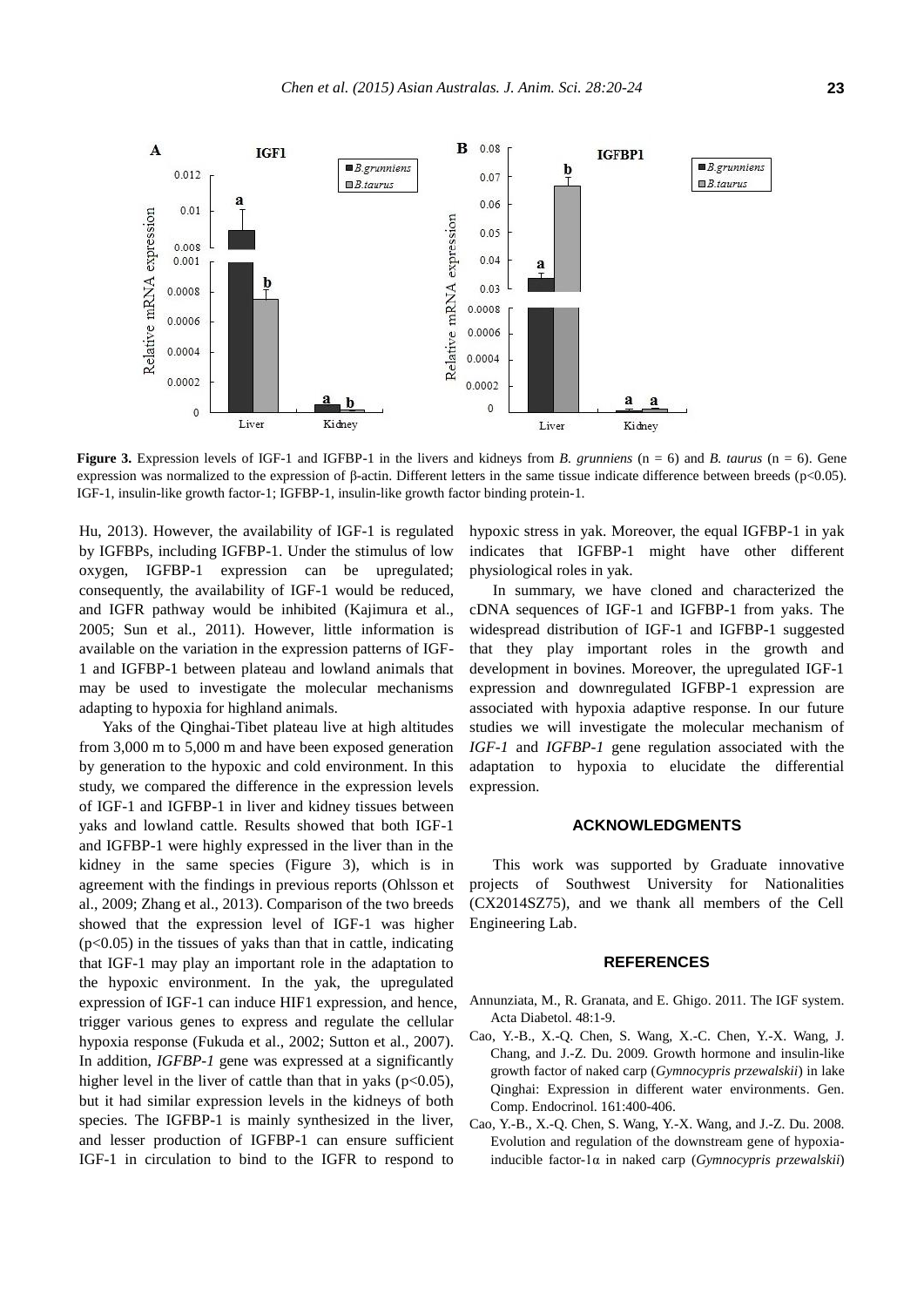**Figure 3.** Expression levels of IGF-1 and IGFBP-1 in the livers and kidneys from *B. grunniens* (n = 6) and *B. taurus* (n = 6). Gene expression was normalized to the expression of β-actin. Different letters in the same tissue indicate difference between breeds (p<0.05). IGF-1, insulin-like growth factor-1; IGFBP-1, insulin-like growth factor binding protein-1.

Hu, 2013). However, the availability of IGF-1 is regulated by IGFBPs, including IGFBP-1. Under the stimulus of low oxygen, IGFBP-1 expression can be upregulated; consequently, the availability of IGF-1 would be reduced, and IGFR pathway would be inhibited (Kajimura et al., 2005; Sun et al., 2011). However, little information is available on the variation in the expression patterns of IGF-1 and IGFBP-1 between plateau and lowland animals that may be used to investigate the molecular mechanisms adapting to hypoxia for highland animals.

Yaks of the Qinghai-Tibet plateau live at high altitudes from 3,000 m to 5,000 m and have been exposed generation by generation to the hypoxic and cold environment. In this study, we compared the difference in the expression levels of IGF-1 and IGFBP-1 in liver and kidney tissues between yaks and lowland cattle. Results showed that both IGF-1 and IGFBP-1 were highly expressed in the liver than in the kidney in the same species (Figure 3), which is in agreement with the findings in previous reports (Ohlsson et al., 2009; Zhang et al., 2013). Comparison of the two breeds showed that the expression level of IGF-1 was higher (p<0.05) in the tissues of yaks than that in cattle, indicating that IGF-1 may play an important role in the adaptation to the hypoxic environment. In the yak, the upregulated expression of IGF-1 can induce HIF1 expression, and hence, trigger various genes to express and regulate the cellular hypoxia response (Fukuda et al., 2002; Sutton et al., 2007). In addition, *IGFBP-1* gene was expressed at a significantly higher level in the liver of cattle than that in yaks (p<0.05), but it had similar expression levels in the kidneys of both species. The IGFBP-1 is mainly synthesized in the liver, and lesser production of IGFBP-1 can ensure sufficient IGF-1 in circulation to bind to the IGFR to respond to hypoxic stress in yak. Moreover, the equal IGFBP-1 in yak indicates that IGFBP-1 might have other different physiological roles in yak.

In summary, we have cloned and characterized the cDNA sequences of IGF-1 and IGFBP-1 from yaks. The widespread distribution of IGF-1 and IGFBP-1 suggested that they play important roles in the growth and development in bovines. Moreover, the upregulated IGF-1 expression and downregulated IGFBP-1 expression are associated with hypoxia adaptive response. In our future studies we will investigate the molecular mechanism of *IGF-1* and *IGFBP-1* gene regulation associated with the adaptation to hypoxia to elucidate the differential expression.

## ACKNOWLEDGMENTS

This work was supported by Graduate innovative projects of Southwest University for Nationalities (CX2014SZ75), and we thank all members of the Cell Engineering Lab.

## REFERENCES

Annunziata, M., R. Granata, and E. Ghigo. 2011. The IGF system. Acta Diabetol. 48:1-9.

Cao, Y.-B., X.-Q. Chen, S. Wang, X.-C. Chen, Y.-X. Wang, J. Chang, and J.-Z. Du. 2009. Growth hormone and insulin-like growth factor of naked carp (*Gymnocypris przewalskii*) in lake Qinghai: Expression in different water environments. Gen. Comp. Endocrinol. 161:400-406.

Cao, Y.-B., X.-Q. Chen, S. Wang, Y.-X. Wang, and J.-Z. Du. 2008. Evolution and regulation of the downstream gene of hypoxia-inducible factor-1α in naked carp (*Gymnocypris przewalskii*)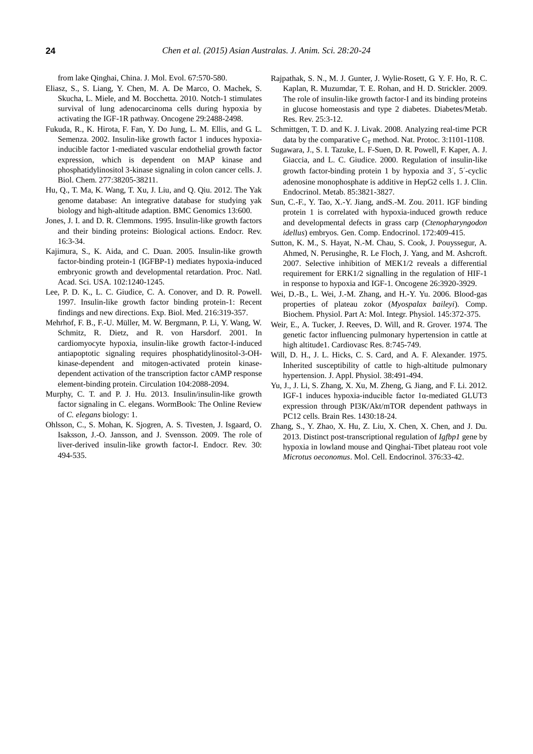from lake Qinghai, China. J. Mol. Evol. 67:570-580.

Eliasz, S., S. Liang, Y. Chen, M. A. De Marco, O. Machek, S. Skucha, L. Miele, and M. Bocchetta. 2010. Notch-1 stimulates survival of lung adenocarcinoma cells during hypoxia by activating the IGF-1R pathway. Oncogene 29:2488-2498.

Fukuda, R., K. Hirota, F. Fan, Y. Do Jung, L. M. Ellis, and G. L. Semenza. 2002. Insulin-like growth factor 1 induces hypoxia-inducible factor 1-mediated vascular endothelial growth factor expression, which is dependent on MAP kinase and phosphatidylinositol 3-kinase signaling in colon cancer cells. J. Biol. Chem. 277:38205-38211.

Hu, Q., T. Ma, K. Wang, T. Xu, J. Liu, and Q. Qiu. 2012. The Yak genome database: An integrative database for studying yak biology and high-altitude adaption. BMC Genomics 13:600.

Jones, J. I. and D. R. Clemmons. 1995. Insulin-like growth factors and their binding proteins: Biological actions. Endocr. Rev. 16:3-34.

Kajimura, S., K. Aida, and C. Duan. 2005. Insulin-like growth factor-binding protein-1 (IGFBP-1) mediates hypoxia-induced embryonic growth and developmental retardation. Proc. Natl. Acad. Sci. USA. 102:1240-1245.

Lee, P. D. K., L. C. Giudice, C. A. Conover, and D. R. Powell. 1997. Insulin-like growth factor binding protein-1: Recent findings and new directions. Exp. Biol. Med. 216:319-357.

Mehrhof, F. B., F.-U. Müller, M. W. Bergmann, P. Li, Y. Wang, W. Schmitz, R. Dietz, and R. von Harsdorf. 2001. In cardiomyocyte hypoxia, insulin-like growth factor-I-induced antiapoptotic signaling requires phosphatidylinositol-3-OH-kinase-dependent and mitogen-activated protein kinase-dependent activation of the transcription factor cAMP response element-binding protein. Circulation 104:2088-2094.

Murphy, C. T. and P. J. Hu. 2013. Insulin/insulin-like growth factor signaling in C. elegans. WormBook: The Online Review of *C. elegans* biology: 1.

Ohlsson, C., S. Mohan, K. Sjogren, A. S. Tivesten, J. Isgaard, O. Isaksson, J.-O. Jansson, and J. Svensson. 2009. The role of liver-derived insulin-like growth factor-I. Endocr. Rev. 30: 494-535.

Rajpathak, S. N., M. J. Gunter, J. Wylie-Rosett, G. Y. F. Ho, R. C. Kaplan, R. Muzumdar, T. E. Rohan, and H. D. Strickler. 2009. The role of insulin-like growth factor-I and its binding proteins in glucose homeostasis and type 2 diabetes. Diabetes/Metab. Res. Rev. 25:3-12.

Schmittgen, T. D. and K. J. Livak. 2008. Analyzing real-time PCR data by the comparative $C_T$ method. Nat. Protoc. 3:1101-1108.

Sugawara, J., S. I. Tazuke, L. F-Suen, D. R. Powell, F. Kaper, A. J. Giaccia, and L. C. Giudice. 2000. Regulation of insulin-like growth factor-binding protein 1 by hypoxia and 3´, 5´-cyclic adenosine monophosphate is additive in HepG2 cells 1. J. Clin. Endocrinol. Metab. 85:3821-3827.

Sun, C.-F., Y. Tao, X.-Y. Jiang, andS.-M. Zou. 2011. IGF binding protein 1 is correlated with hypoxia-induced growth reduce and developmental defects in grass carp (*Ctenopharyngodon idellus*) embryos. Gen. Comp. Endocrinol. 172:409-415.

Sutton, K. M., S. Hayat, N.-M. Chau, S. Cook, J. Pouyssegur, A. Ahmed, N. Perusinghe, R. Le Floch, J. Yang, and M. Ashcroft. 2007. Selective inhibition of MEK1/2 reveals a differential requirement for ERK1/2 signalling in the regulation of HIF-1 in response to hypoxia and IGF-1. Oncogene 26:3920-3929.

Wei, D.-B., L. Wei, J.-M. Zhang, and H.-Y. Yu. 2006. Blood-gas properties of plateau zokor (*Myospalax baileyi*). Comp. Biochem. Physiol. Part A: Mol. Integr. Physiol. 145:372-375.

Weir, E., A. Tucker, J. Reeves, D. Will, and R. Grover. 1974. The genetic factor influencing pulmonary hypertension in cattle at high altitude1. Cardiovasc Res. 8:745-749.

Will, D. H., J. L. Hicks, C. S. Card, and A. F. Alexander. 1975. Inherited susceptibility of cattle to high-altitude pulmonary hypertension. J. Appl. Physiol. 38:491-494.

Yu, J., J. Li, S. Zhang, X. Xu, M. Zheng, G. Jiang, and F. Li. 2012. IGF-1 induces hypoxia-inducible factor 1α-mediated GLUT3 expression through PI3K/Akt/mTOR dependent pathways in PC12 cells. Brain Res. 1430:18-24.

Zhang, S., Y. Zhao, X. Hu, Z. Liu, X. Chen, X. Chen, and J. Du. 2013. Distinct post-transcriptional regulation of *Igfbp1* gene by hypoxia in lowland mouse and Qinghai-Tibet plateau root vole *Microtus oeconomus*. Mol. Cell. Endocrinol. 376:33-42.